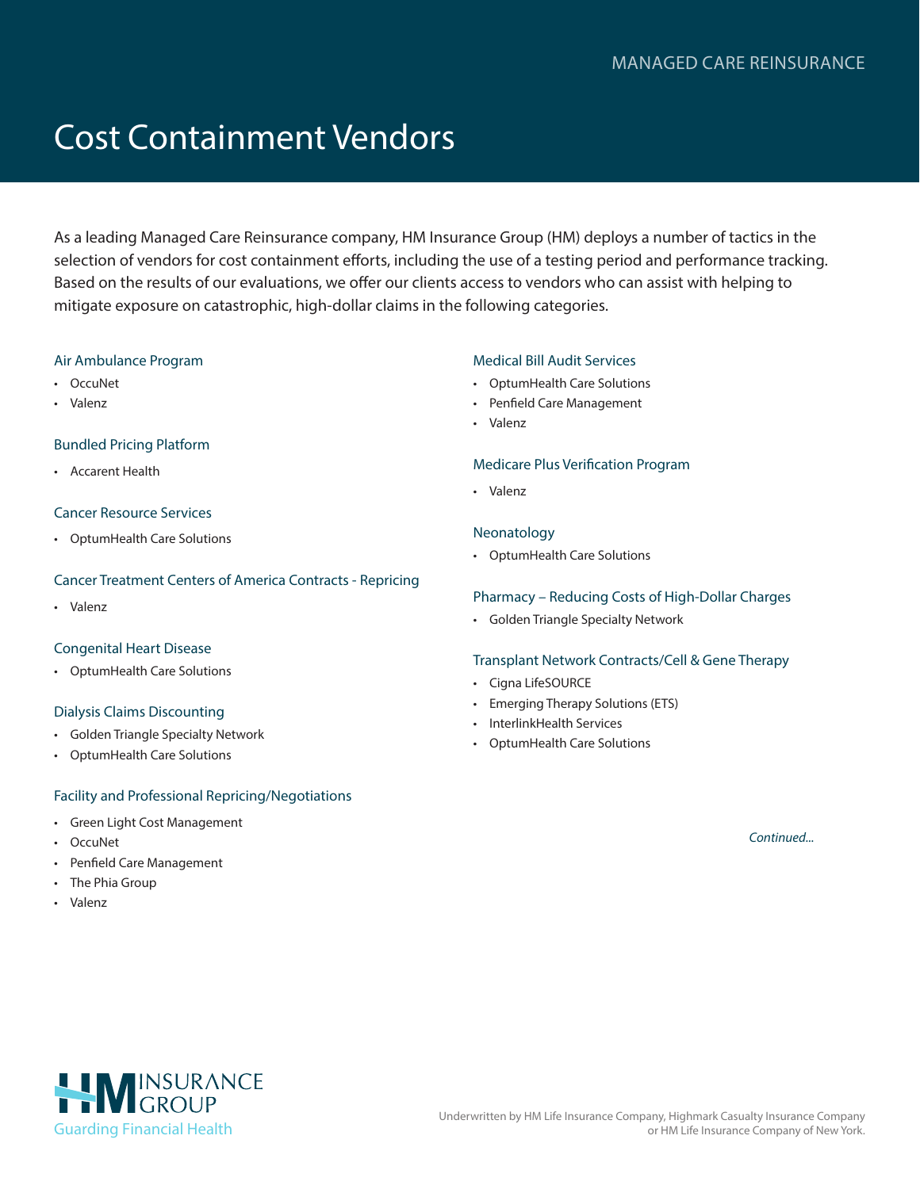MANAGED CARE REINSURANCE

# Cost Containment Vendors

As a leading Managed Care Reinsurance company, HM Insurance Group (HM) deploys a number of tactics in the selection of vendors for cost containment efforts, including the use of a testing period and performance tracking. Based on the results of our evaluations, we offer our clients access to vendors who can assist with helping to mitigate exposure on catastrophic, high-dollar claims in the following categories.

### Air Ambulance Program

- OccuNet
- Valenz

### Bundled Pricing Platform

- Accarent Health

### Cancer Resource Services

- OptumHealth Care Solutions

### Cancer Treatment Centers of America Contracts - Repricing

- Valenz

### Congenital Heart Disease

- OptumHealth Care Solutions

### Dialysis Claims Discounting

- Golden Triangle Specialty Network
- OptumHealth Care Solutions

### Facility and Professional Repricing/Negotiations

- Green Light Cost Management
- OccuNet
- Penfield Care Management
- The Phia Group
- Valenz

### Medical Bill Audit Services

- OptumHealth Care Solutions
- Penfield Care Management
- Valenz

### Medicare Plus Verification Program

- Valenz

### Neonatology

- OptumHealth Care Solutions

### Pharmacy – Reducing Costs of High-Dollar Charges

- Golden Triangle Specialty Network

### Transplant Network Contracts/Cell & Gene Therapy

- Cigna LifeSOURCE
- Emerging Therapy Solutions (ETS)
- InterlinkHealth Services
- OptumHealth Care Solutions

*Continued...*

HM INSURANCE GROUP
Guarding Financial Health

Underwritten by HM Life Insurance Company, Highmark Casualty Insurance Company or HM Life Insurance Company of New York.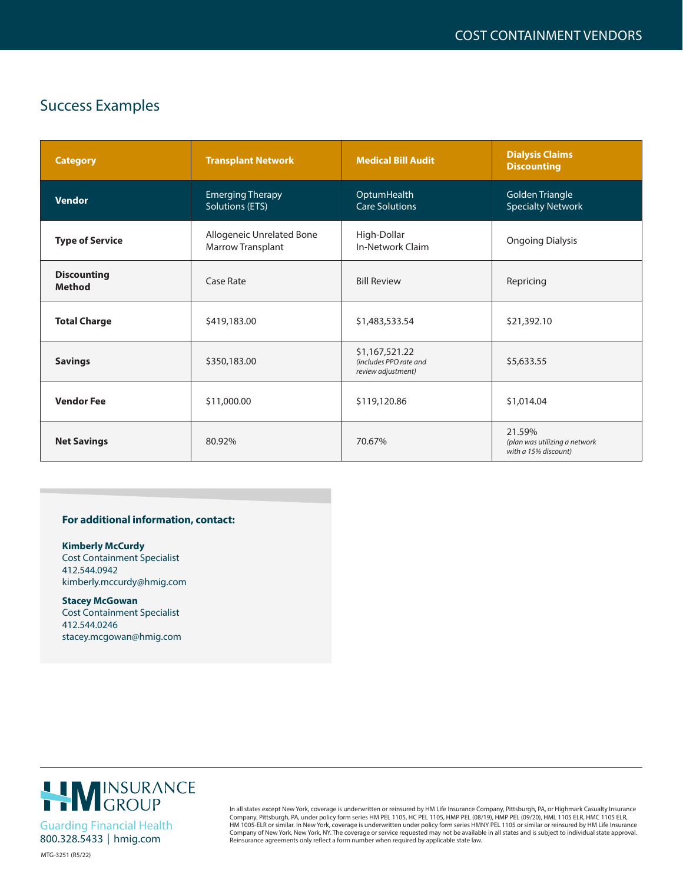## Success Examples

| Category | Transplant Network | Medical Bill Audit | Dialysis Claims Discounting |
|---|---|---|---|
| **Vendor** | Emerging Therapy Solutions (ETS) | OptumHealth Care Solutions | Golden Triangle Specialty Network |
| **Type of Service** | Allogeneic Unrelated Bone Marrow Transplant | High-Dollar In-Network Claim | Ongoing Dialysis |
| **Discounting Method** | Case Rate | Bill Review | Repricing |
| **Total Charge** | $419,183.00 | $1,483,533.54 | $21,392.10 |
| **Savings** | $350,183.00 | $1,167,521.22 *(includes PPO rate and review adjustment)* | $5,633.55 |
| **Vendor Fee** | $11,000.00 | $119,120.86 | $1,014.04 |
| **Net Savings** | 80.92% | 70.67% | 21.59% *(plan was utilizing a network with a 15% discount)* |

**For additional information, contact:**

**Kimberly McCurdy**
Cost Containment Specialist
412.544.0942
kimberly.mccurdy@hmig.com

**Stacey McGowan**
Cost Containment Specialist
412.544.0246
stacey.mcgowan@hmig.com

HM INSURANCE GROUP
Guarding Financial Health
800.328.5433 | hmig.com

In all states except New York, coverage is underwritten or reinsured by HM Life Insurance Company, Pittsburgh, PA, or Highmark Casualty Insurance Company, Pittsburgh, PA, under policy form series HM PEL 1105, HC PEL 1105, HMP PEL (08/19), HMP PEL (09/20), HML 1105 ELR, HMC 1105 ELR, HM 1005-ELR or similar. In New York, coverage is underwritten under policy form series HMNY PEL 1105 or similar or reinsured by HM Life Insurance Company of New York, New York, NY. The coverage or service requested may not be available in all states and is subject to individual state approval. Reinsurance agreements only reflect a form number when required by applicable state law.

MTG-3251 (R5/22)